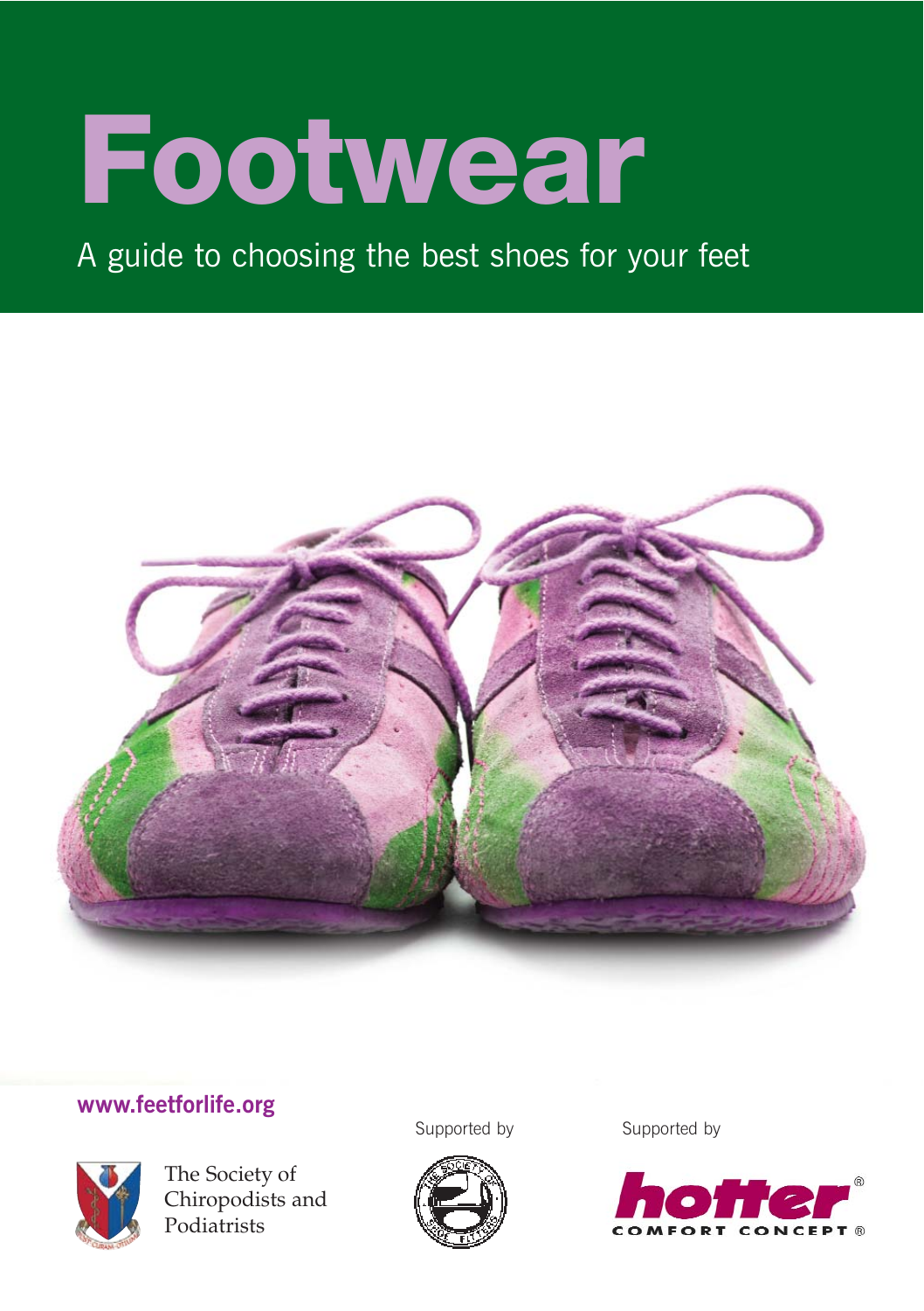# Footwear

A guide to choosing the best shoes for your feet

**www.feetforlife.org**

The Society of Chiropodists and Podiatrists

Supported by

Supported by

hotter® COMFORT CONCEPT®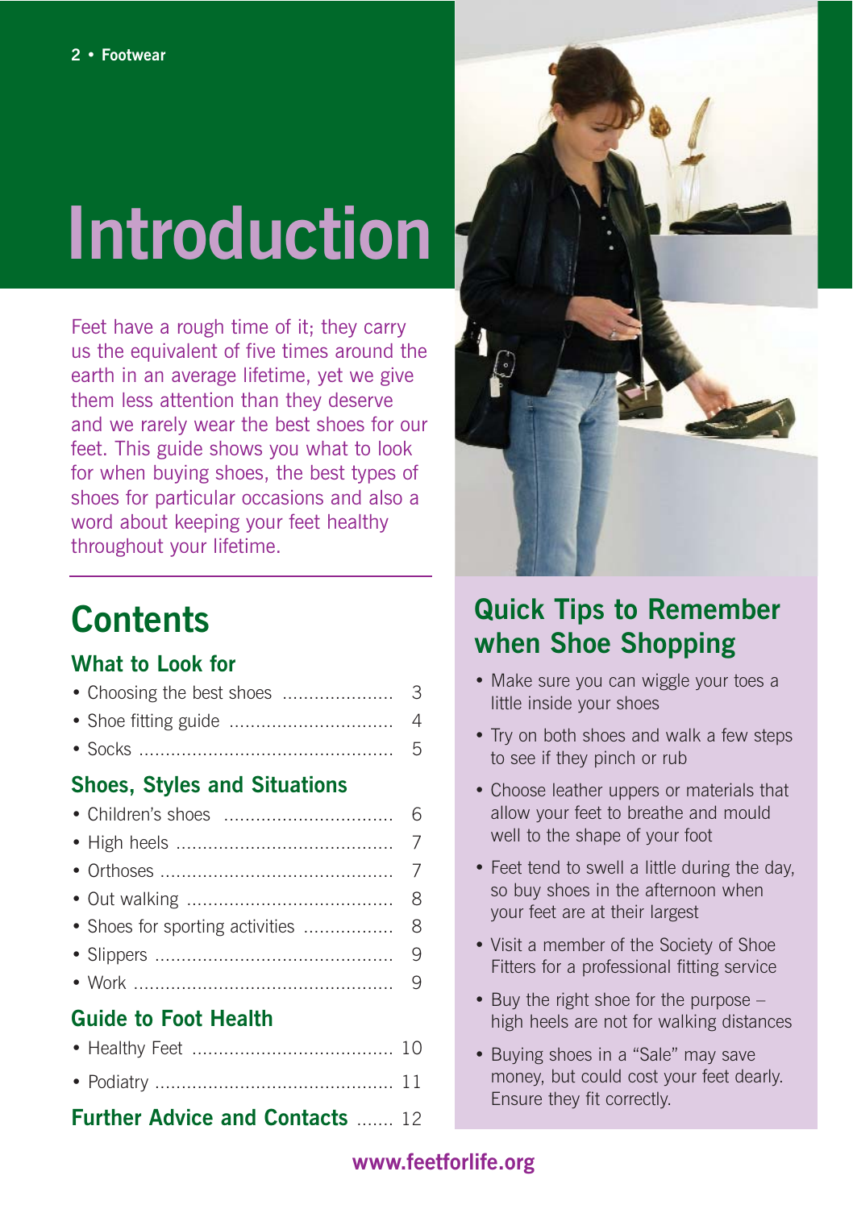# Introduction

Feet have a rough time of it; they carry us the equivalent of five times around the earth in an average lifetime, yet we give them less attention than they deserve and we rarely wear the best shoes for our feet. This guide shows you what to look for when buying shoes, the best types of shoes for particular occasions and also a word about keeping your feet healthy throughout your lifetime.

## Contents

### What to Look for

- Choosing the best shoes ..................... 3
- Shoe fitting guide ............................... 4
- Socks ................................................ 5

### Shoes, Styles and Situations

- Children's shoes ................................ 6
- High heels ......................................... 7
- Orthoses ............................................ 7
- Out walking ....................................... 8
- Shoes for sporting activities ................ 8
- Slippers ............................................. 9
- Work ................................................. 9

### Guide to Foot Health

- Healthy Feet ...................................... 10
- Podiatry ............................................ 11

### Further Advice and Contacts ....... 12

## Quick Tips to Remember when Shoe Shopping

- Make sure you can wiggle your toes a little inside your shoes
- Try on both shoes and walk a few steps to see if they pinch or rub
- Choose leather uppers or materials that allow your feet to breathe and mould well to the shape of your foot
- Feet tend to swell a little during the day, so buy shoes in the afternoon when your feet are at their largest
- Visit a member of the Society of Shoe Fitters for a professional fitting service
- Buy the right shoe for the purpose – high heels are not for walking distances
- Buying shoes in a "Sale" may save money, but could cost your feet dearly. Ensure they fit correctly.

www.feetforlife.org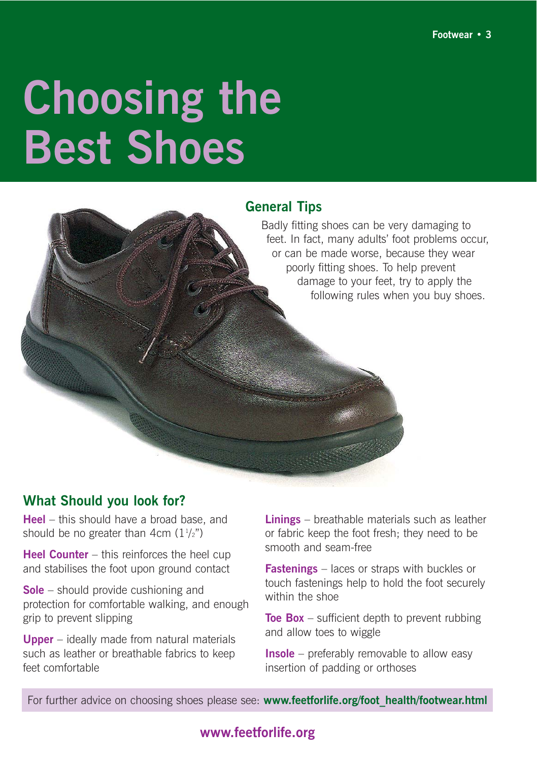# Choosing the Best Shoes

## General Tips

Badly fitting shoes can be very damaging to feet. In fact, many adults' foot problems occur, or can be made worse, because they wear poorly fitting shoes. To help prevent damage to your feet, try to apply the following rules when you buy shoes.

## What Should you look for?

**Heel** – this should have a broad base, and should be no greater than 4cm (1½")

**Heel Counter** – this reinforces the heel cup and stabilises the foot upon ground contact

**Sole** – should provide cushioning and protection for comfortable walking, and enough grip to prevent slipping

**Upper** – ideally made from natural materials such as leather or breathable fabrics to keep feet comfortable

**Linings** – breathable materials such as leather or fabric keep the foot fresh; they need to be smooth and seam-free

**Fastenings** – laces or straps with buckles or touch fastenings help to hold the foot securely within the shoe

**Toe Box** – sufficient depth to prevent rubbing and allow toes to wiggle

**Insole** – preferably removable to allow easy insertion of padding or orthoses

For further advice on choosing shoes please see: **www.feetforlife.org/foot_health/footwear.html**

**www.feetforlife.org**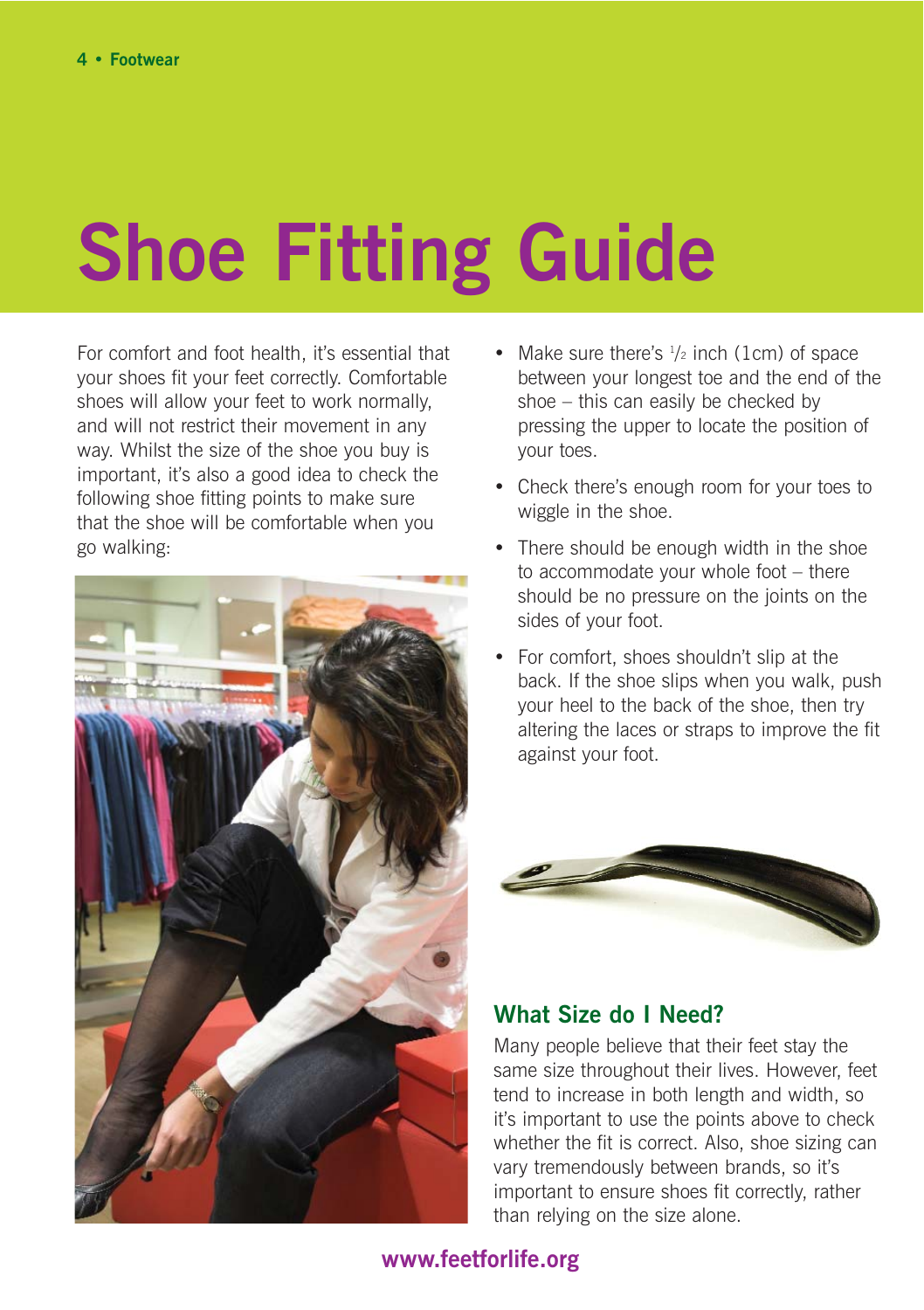# Shoe Fitting Guide

For comfort and foot health, it's essential that your shoes fit your feet correctly. Comfortable shoes will allow your feet to work normally, and will not restrict their movement in any way. Whilst the size of the shoe you buy is important, it's also a good idea to check the following shoe fitting points to make sure that the shoe will be comfortable when you go walking:

- Make sure there's ½ inch (1cm) of space between your longest toe and the end of the shoe – this can easily be checked by pressing the upper to locate the position of your toes.
- Check there's enough room for your toes to wiggle in the shoe.
- There should be enough width in the shoe to accommodate your whole foot – there should be no pressure on the joints on the sides of your foot.
- For comfort, shoes shouldn't slip at the back. If the shoe slips when you walk, push your heel to the back of the shoe, then try altering the laces or straps to improve the fit against your foot.

## What Size do I Need?

Many people believe that their feet stay the same size throughout their lives. However, feet tend to increase in both length and width, so it's important to use the points above to check whether the fit is correct. Also, shoe sizing can vary tremendously between brands, so it's important to ensure shoes fit correctly, rather than relying on the size alone.

**www.feetforlife.org**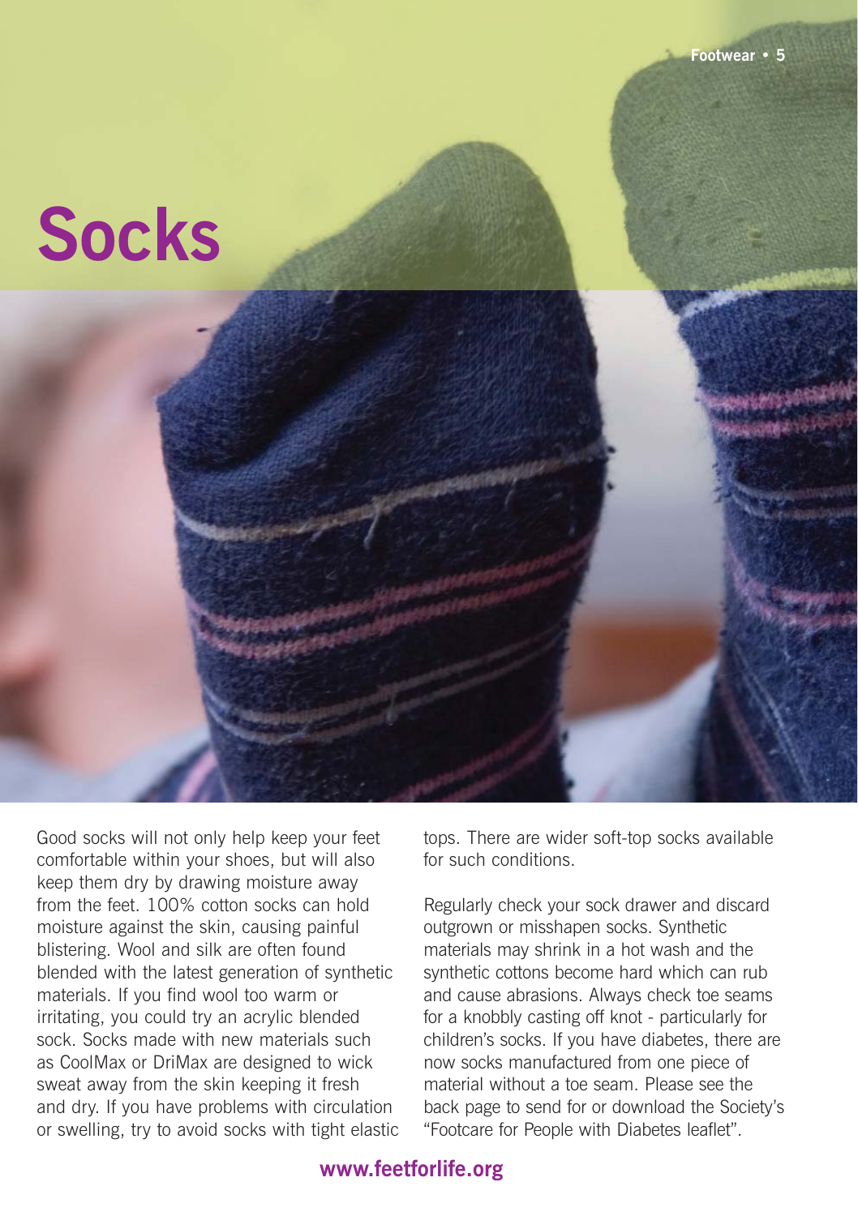# Socks

Good socks will not only help keep your feet comfortable within your shoes, but will also keep them dry by drawing moisture away from the feet. 100% cotton socks can hold moisture against the skin, causing painful blistering. Wool and silk are often found blended with the latest generation of synthetic materials. If you find wool too warm or irritating, you could try an acrylic blended sock. Socks made with new materials such as CoolMax or DriMax are designed to wick sweat away from the skin keeping it fresh and dry. If you have problems with circulation or swelling, try to avoid socks with tight elastic tops. There are wider soft-top socks available for such conditions.

Regularly check your sock drawer and discard outgrown or misshapen socks. Synthetic materials may shrink in a hot wash and the synthetic cottons become hard which can rub and cause abrasions. Always check toe seams for a knobbly casting off knot - particularly for children's socks. If you have diabetes, there are now socks manufactured from one piece of material without a toe seam. Please see the back page to send for or download the Society's "Footcare for People with Diabetes leaflet".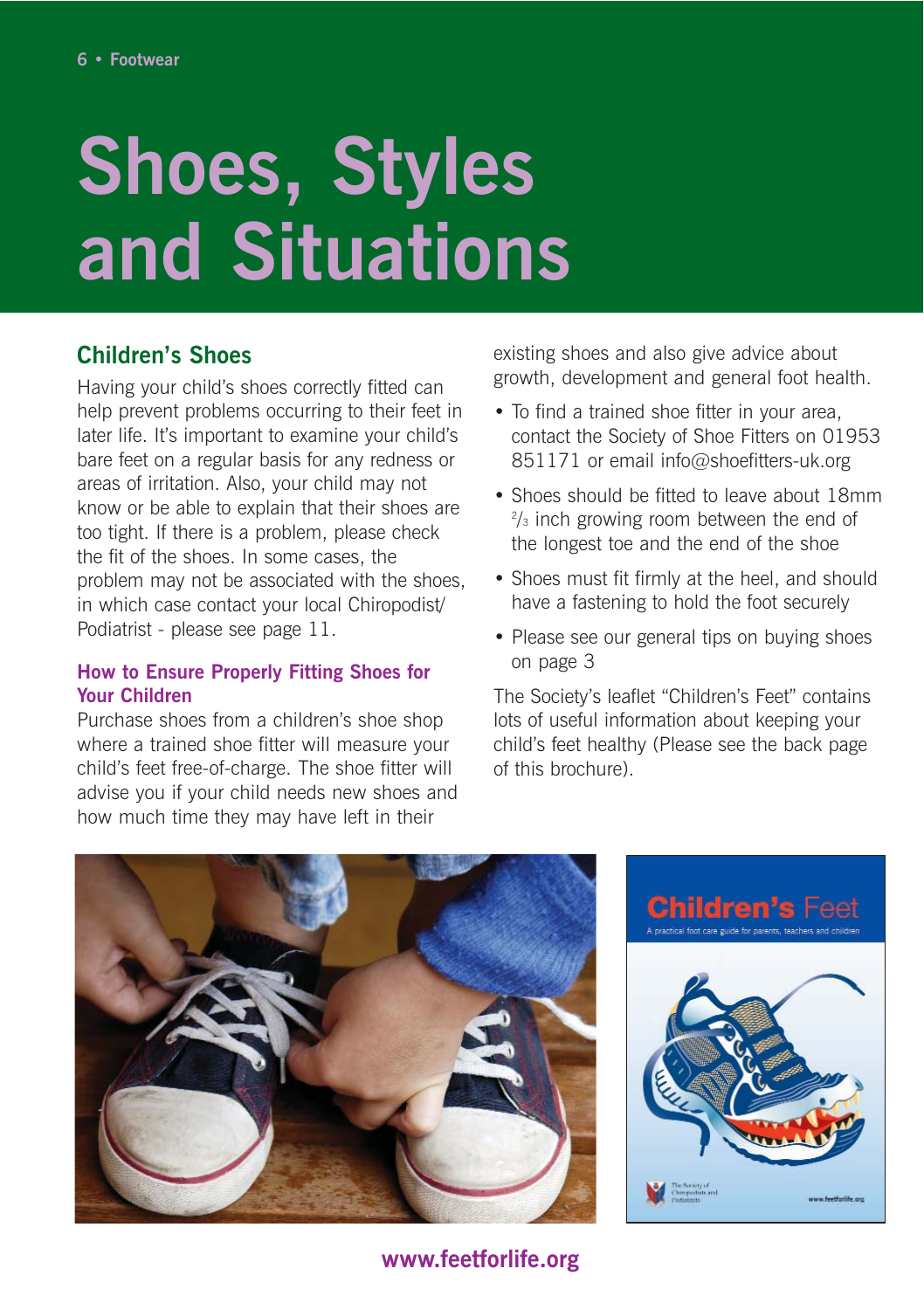# Shoes, Styles and Situations

## Children's Shoes

Having your child's shoes correctly fitted can help prevent problems occurring to their feet in later life. It's important to examine your child's bare feet on a regular basis for any redness or areas of irritation. Also, your child may not know or be able to explain that their shoes are too tight. If there is a problem, please check the fit of the shoes. In some cases, the problem may not be associated with the shoes, in which case contact your local Chiropodist/ Podiatrist - please see page 11.

### How to Ensure Properly Fitting Shoes for Your Children

Purchase shoes from a children's shoe shop where a trained shoe fitter will measure your child's feet free-of-charge. The shoe fitter will advise you if your child needs new shoes and how much time they may have left in their existing shoes and also give advice about growth, development and general foot health.

- To find a trained shoe fitter in your area, contact the Society of Shoe Fitters on 01953 851171 or email info@shoefitters-uk.org
- Shoes should be fitted to leave about 18mm $^{2}/_{3}$ inch growing room between the end of the longest toe and the end of the shoe
- Shoes must fit firmly at the heel, and should have a fastening to hold the foot securely
- Please see our general tips on buying shoes on page 3

The Society's leaflet "Children's Feet" contains lots of useful information about keeping your child's feet healthy (Please see the back page of this brochure).

www.feetforlife.org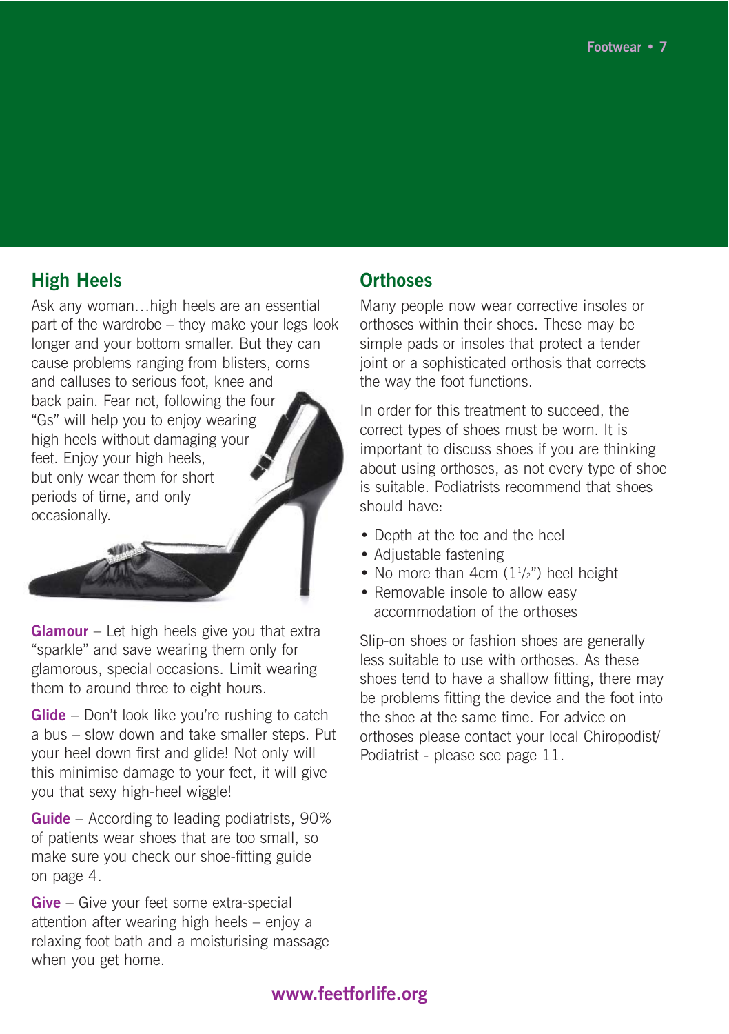## High Heels

Ask any woman…high heels are an essential part of the wardrobe – they make your legs look longer and your bottom smaller. But they can cause problems ranging from blisters, corns and calluses to serious foot, knee and back pain. Fear not, following the four "Gs" will help you to enjoy wearing high heels without damaging your feet. Enjoy your high heels, but only wear them for short periods of time, and only occasionally.

**Glamour** – Let high heels give you that extra "sparkle" and save wearing them only for glamorous, special occasions. Limit wearing them to around three to eight hours.

**Glide** – Don't look like you're rushing to catch a bus – slow down and take smaller steps. Put your heel down first and glide! Not only will this minimise damage to your feet, it will give you that sexy high-heel wiggle!

**Guide** – According to leading podiatrists, 90% of patients wear shoes that are too small, so make sure you check our shoe-fitting guide on page 4.

**Give** – Give your feet some extra-special attention after wearing high heels – enjoy a relaxing foot bath and a moisturising massage when you get home.

## Orthoses

Many people now wear corrective insoles or orthoses within their shoes. These may be simple pads or insoles that protect a tender joint or a sophisticated orthosis that corrects the way the foot functions.

In order for this treatment to succeed, the correct types of shoes must be worn. It is important to discuss shoes if you are thinking about using orthoses, as not every type of shoe is suitable. Podiatrists recommend that shoes should have:

- Depth at the toe and the heel
- Adjustable fastening
- No more than 4cm (1½") heel height
- Removable insole to allow easy accommodation of the orthoses

Slip-on shoes or fashion shoes are generally less suitable to use with orthoses. As these shoes tend to have a shallow fitting, there may be problems fitting the device and the foot into the shoe at the same time. For advice on orthoses please contact your local Chiropodist/ Podiatrist - please see page 11.

**www.feetforlife.org**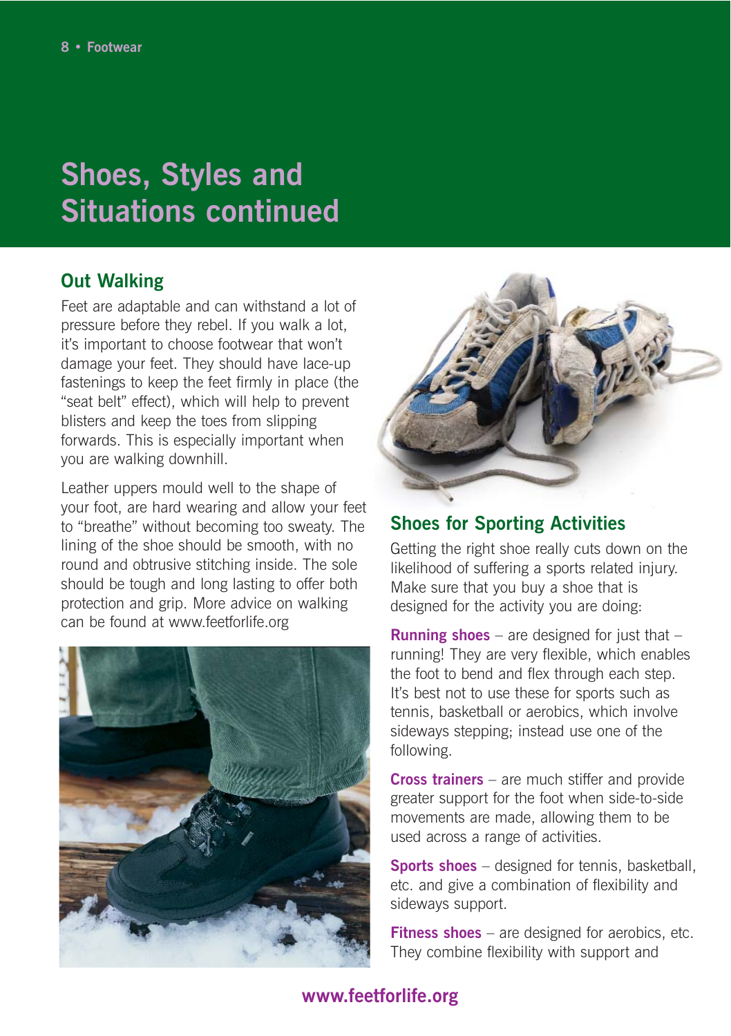# Shoes, Styles and Situations continued

## Out Walking

Feet are adaptable and can withstand a lot of pressure before they rebel. If you walk a lot, it's important to choose footwear that won't damage your feet. They should have lace-up fastenings to keep the feet firmly in place (the "seat belt" effect), which will help to prevent blisters and keep the toes from slipping forwards. This is especially important when you are walking downhill.

Leather uppers mould well to the shape of your foot, are hard wearing and allow your feet to "breathe" without becoming too sweaty. The lining of the shoe should be smooth, with no round and obtrusive stitching inside. The sole should be tough and long lasting to offer both protection and grip. More advice on walking can be found at www.feetforlife.org

## Shoes for Sporting Activities

Getting the right shoe really cuts down on the likelihood of suffering a sports related injury. Make sure that you buy a shoe that is designed for the activity you are doing:

**Running shoes** – are designed for just that – running! They are very flexible, which enables the foot to bend and flex through each step. It's best not to use these for sports such as tennis, basketball or aerobics, which involve sideways stepping; instead use one of the following.

**Cross trainers** – are much stiffer and provide greater support for the foot when side-to-side movements are made, allowing them to be used across a range of activities.

**Sports shoes** – designed for tennis, basketball, etc. and give a combination of flexibility and sideways support.

**Fitness shoes** – are designed for aerobics, etc. They combine flexibility with support and

**www.feetforlife.org**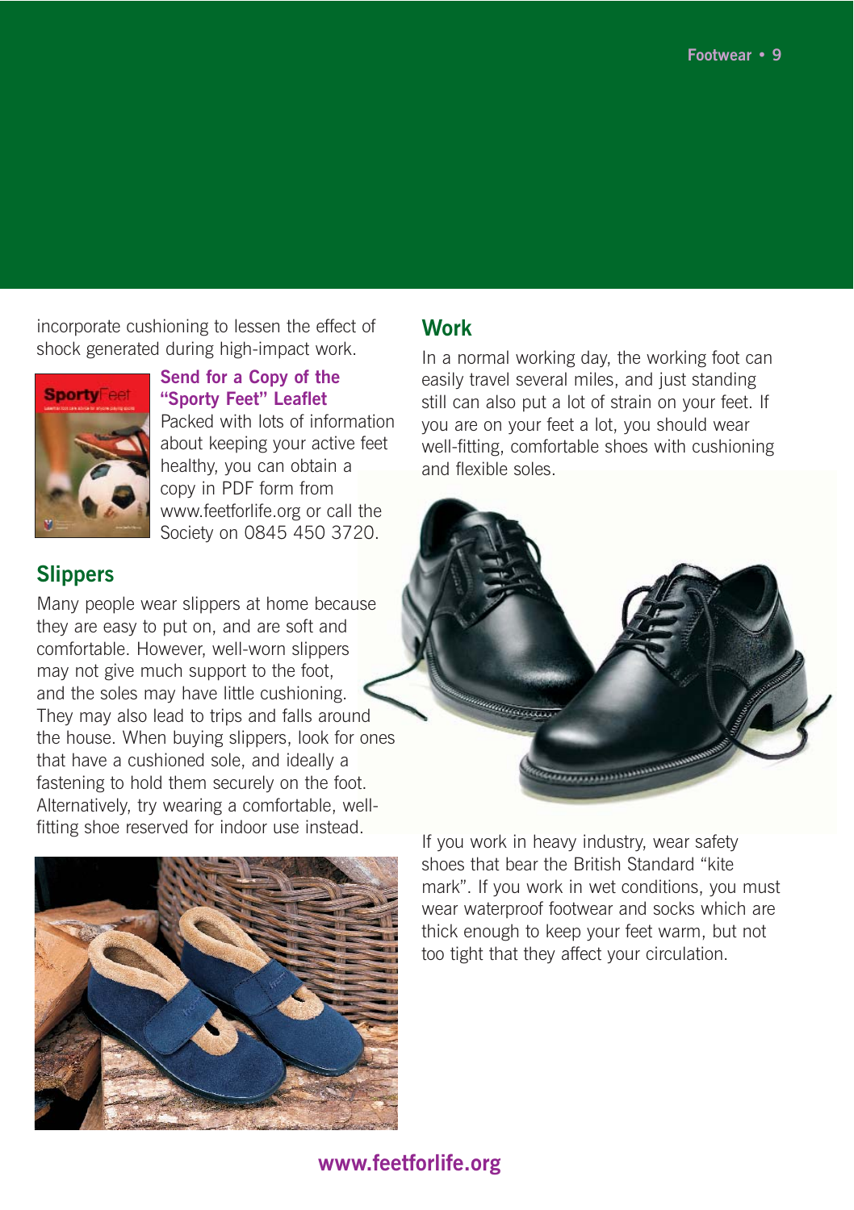incorporate cushioning to lessen the effect of shock generated during high-impact work.

### Send for a Copy of the "Sporty Feet" Leaflet

Packed with lots of information about keeping your active feet healthy, you can obtain a copy in PDF form from www.feetforlife.org or call the Society on 0845 450 3720.

## Slippers

Many people wear slippers at home because they are easy to put on, and are soft and comfortable. However, well-worn slippers may not give much support to the foot, and the soles may have little cushioning. They may also lead to trips and falls around the house. When buying slippers, look for ones that have a cushioned sole, and ideally a fastening to hold them securely on the foot. Alternatively, try wearing a comfortable, well-fitting shoe reserved for indoor use instead.

## Work

In a normal working day, the working foot can easily travel several miles, and just standing still can also put a lot of strain on your feet. If you are on your feet a lot, you should wear well-fitting, comfortable shoes with cushioning and flexible soles.

If you work in heavy industry, wear safety shoes that bear the British Standard "kite mark". If you work in wet conditions, you must wear waterproof footwear and socks which are thick enough to keep your feet warm, but not too tight that they affect your circulation.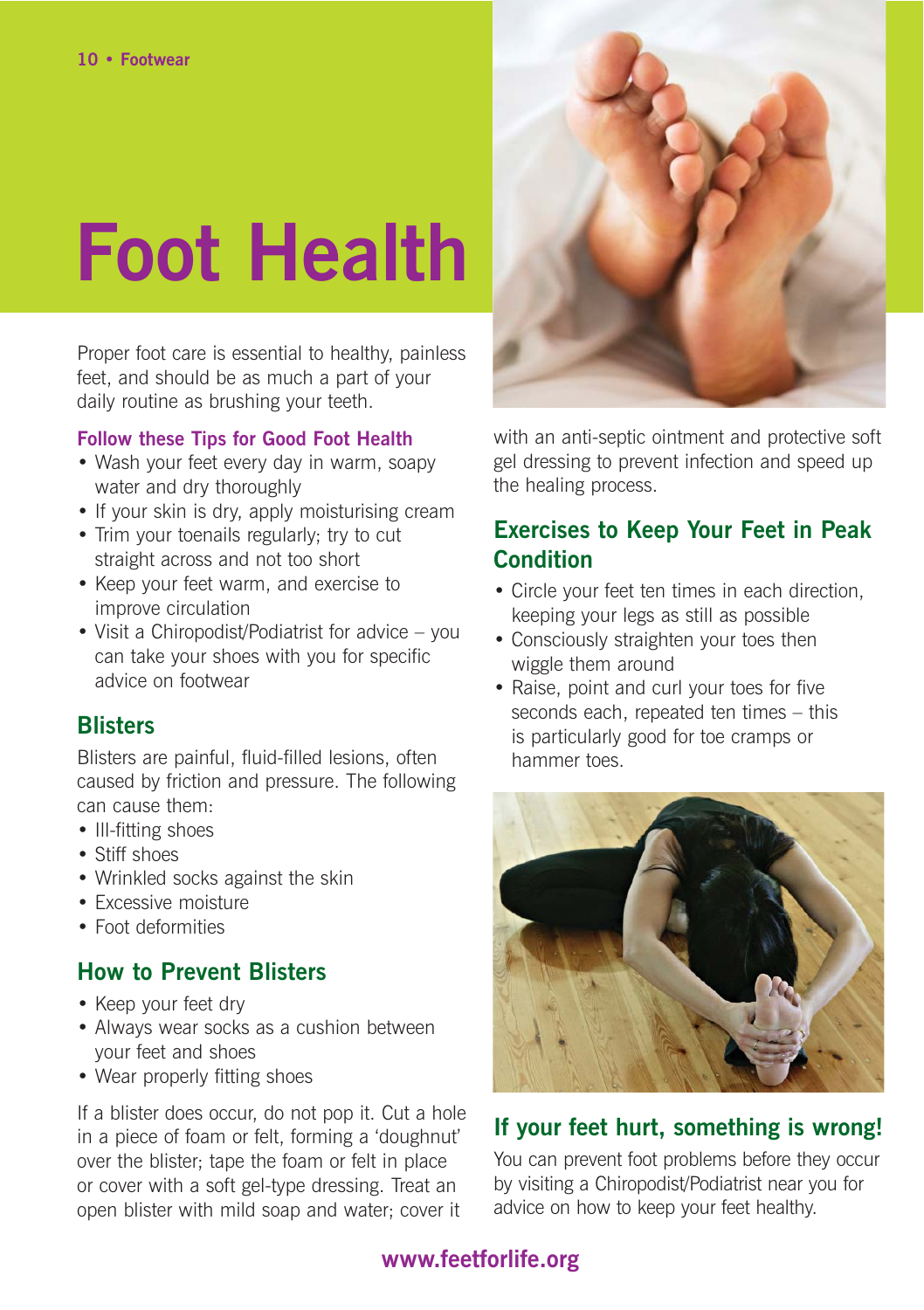# Foot Health

Proper foot care is essential to healthy, painless feet, and should be as much a part of your daily routine as brushing your teeth.

### Follow these Tips for Good Foot Health

- Wash your feet every day in warm, soapy water and dry thoroughly
- If your skin is dry, apply moisturising cream
- Trim your toenails regularly; try to cut straight across and not too short
- Keep your feet warm, and exercise to improve circulation
- Visit a Chiropodist/Podiatrist for advice – you can take your shoes with you for specific advice on footwear

## Blisters

Blisters are painful, fluid-filled lesions, often caused by friction and pressure. The following can cause them:

- Ill-fitting shoes
- Stiff shoes
- Wrinkled socks against the skin
- Excessive moisture
- Foot deformities

## How to Prevent Blisters

- Keep your feet dry
- Always wear socks as a cushion between your feet and shoes
- Wear properly fitting shoes

If a blister does occur, do not pop it. Cut a hole in a piece of foam or felt, forming a 'doughnut' over the blister; tape the foam or felt in place or cover with a soft gel-type dressing. Treat an open blister with mild soap and water; cover it with an anti-septic ointment and protective soft gel dressing to prevent infection and speed up the healing process.

## Exercises to Keep Your Feet in Peak Condition

- Circle your feet ten times in each direction, keeping your legs as still as possible
- Consciously straighten your toes then wiggle them around
- Raise, point and curl your toes for five seconds each, repeated ten times – this is particularly good for toe cramps or hammer toes.

## If your feet hurt, something is wrong!

You can prevent foot problems before they occur by visiting a Chiropodist/Podiatrist near you for advice on how to keep your feet healthy.

www.feetforlife.org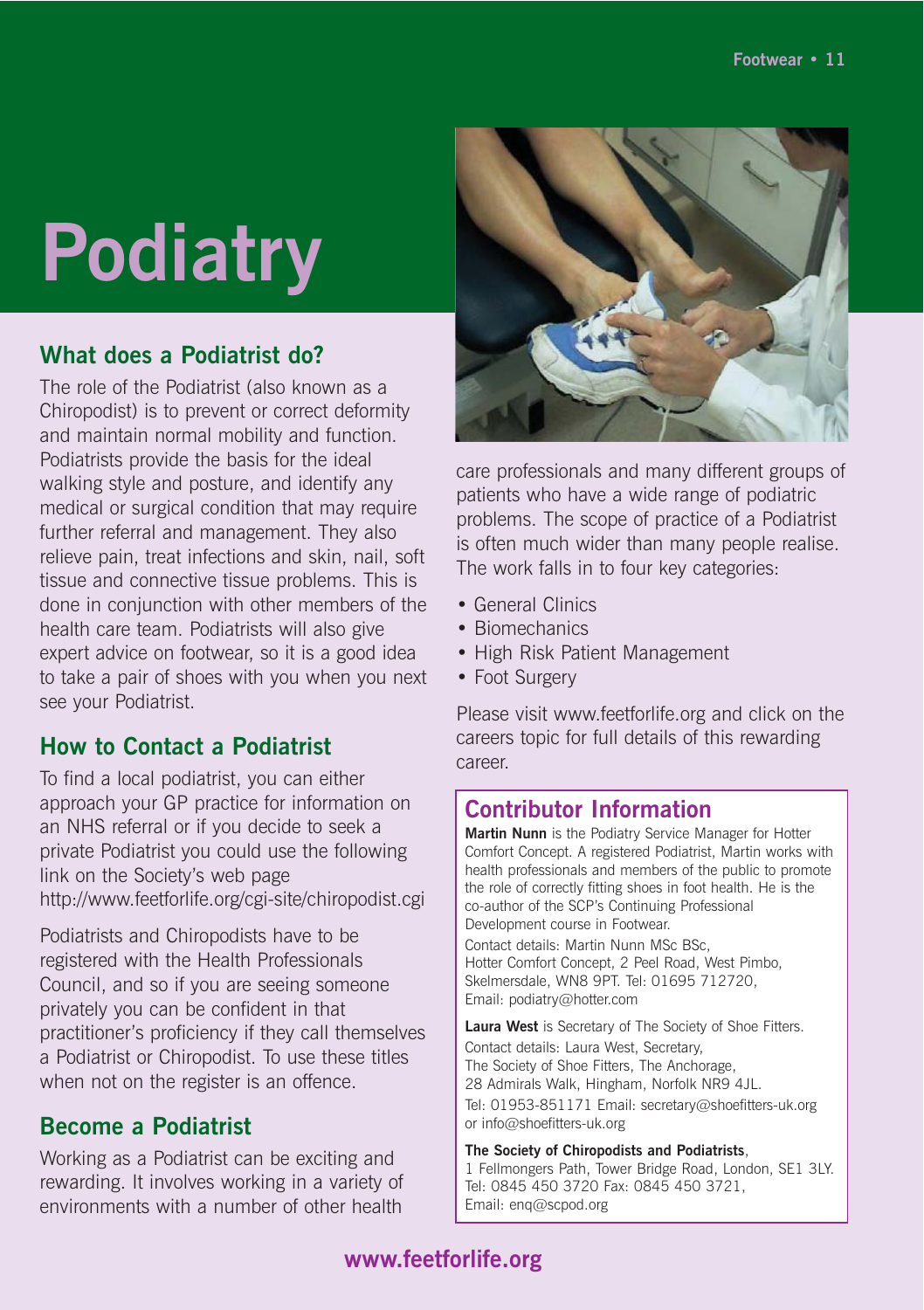# Podiatry

## What does a Podiatrist do?

The role of the Podiatrist (also known as a Chiropodist) is to prevent or correct deformity and maintain normal mobility and function. Podiatrists provide the basis for the ideal walking style and posture, and identify any medical or surgical condition that may require further referral and management. They also relieve pain, treat infections and skin, nail, soft tissue and connective tissue problems. This is done in conjunction with other members of the health care team. Podiatrists will also give expert advice on footwear, so it is a good idea to take a pair of shoes with you when you next see your Podiatrist.

## How to Contact a Podiatrist

To find a local podiatrist, you can either approach your GP practice for information on an NHS referral or if you decide to seek a private Podiatrist you could use the following link on the Society's web page http://www.feetforlife.org/cgi-site/chiropodist.cgi

Podiatrists and Chiropodists have to be registered with the Health Professionals Council, and so if you are seeing someone privately you can be confident in that practitioner's proficiency if they call themselves a Podiatrist or Chiropodist. To use these titles when not on the register is an offence.

## Become a Podiatrist

Working as a Podiatrist can be exciting and rewarding. It involves working in a variety of environments with a number of other health care professionals and many different groups of patients who have a wide range of podiatric problems. The scope of practice of a Podiatrist is often much wider than many people realise. The work falls in to four key categories:

- General Clinics
- Biomechanics
- High Risk Patient Management
- Foot Surgery

Please visit www.feetforlife.org and click on the careers topic for full details of this rewarding career.

## Contributor Information

**Martin Nunn** is the Podiatry Service Manager for Hotter Comfort Concept. A registered Podiatrist, Martin works with health professionals and members of the public to promote the role of correctly fitting shoes in foot health. He is the co-author of the SCP's Continuing Professional Development course in Footwear.

Contact details: Martin Nunn MSc BSc, Hotter Comfort Concept, 2 Peel Road, West Pimbo, Skelmersdale, WN8 9PT. Tel: 01695 712720, Email: podiatry@hotter.com

**Laura West** is Secretary of The Society of Shoe Fitters.

Contact details: Laura West, Secretary, The Society of Shoe Fitters, The Anchorage, 28 Admirals Walk, Hingham, Norfolk NR9 4JL. Tel: 01953-851171 Email: secretary@shoefitters-uk.org or info@shoefitters-uk.org

**The Society of Chiropodists and Podiatrists**, 1 Fellmongers Path, Tower Bridge Road, London, SE1 3LY. Tel: 0845 450 3720 Fax: 0845 450 3721, Email: enq@scpod.org

**www.feetforlife.org**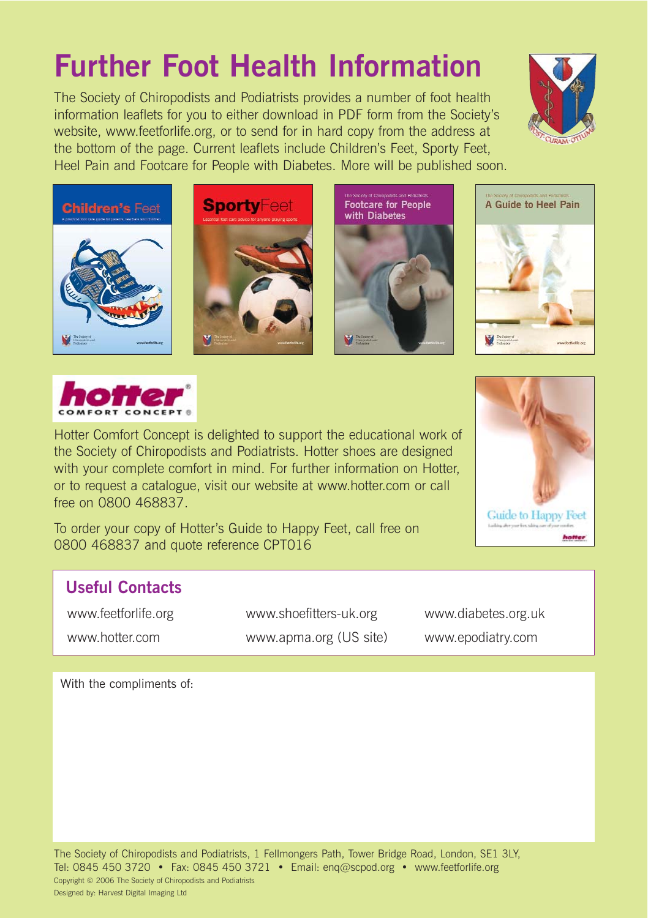# Further Foot Health Information

The Society of Chiropodists and Podiatrists provides a number of foot health information leaflets for you to either download in PDF form from the Society's website, www.feetforlife.org, or to send for in hard copy from the address at the bottom of the page. Current leaflets include Children's Feet, Sporty Feet, Heel Pain and Footcare for People with Diabetes. More will be published soon.

Hotter Comfort Concept is delighted to support the educational work of the Society of Chiropodists and Podiatrists. Hotter shoes are designed with your complete comfort in mind. For further information on Hotter, or to request a catalogue, visit our website at www.hotter.com or call free on 0800 468837.

To order your copy of Hotter's Guide to Happy Feet, call free on 0800 468837 and quote reference CPT016

## Useful Contacts

- www.feetforlife.org
- www.hotter.com
- www.shoefitters-uk.org
- www.apma.org (US site)
- www.diabetes.org.uk
- www.epodiatry.com

With the compliments of:

The Society of Chiropodists and Podiatrists, 1 Fellmongers Path, Tower Bridge Road, London, SE1 3LY,
Tel: 0845 450 3720 • Fax: 0845 450 3721 • Email: enq@scpod.org • www.feetforlife.org

Copyright © 2006 The Society of Chiropodists and Podiatrists

Designed by: Harvest Digital Imaging Ltd